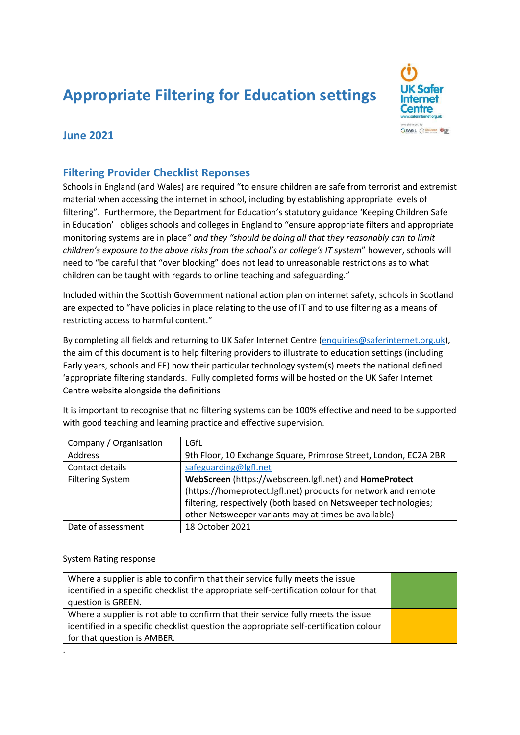# Appropriate Filtering for Education settings

## June 2021

## Filtering Provider Checklist Reponses

Schools in England (and Wales) are required "to ensure children are safe from terrorist and extremist material when accessing the internet in school, including by establishing appropriate levels of filtering". Furthermore, the Department for Education's statutory guidance 'Keeping Children Safe in Education' obliges schools and colleges in England to "ensure appropriate filters and appropriate monitoring systems are in place*" and they "should be doing all that they reasonably can to limit children's exposure to the above risks from the school's or college's IT system*" however, schools will need to "be careful that "over blocking" does not lead to unreasonable restrictions as to what children can be taught with regards to online teaching and safeguarding."

Included within the Scottish Government national action plan on internet safety, schools in Scotland are expected to "have policies in place relating to the use of IT and to use filtering as a means of restricting access to harmful content."

By completing all fields and returning to UK Safer Internet Centre (enquiries@saferinternet.org.uk), the aim of this document is to help filtering providers to illustrate to education settings (including Early years, schools and FE) how their particular technology system(s) meets the national defined 'appropriate filtering standards. Fully completed forms will be hosted on the UK Safer Internet Centre website alongside the definitions

It is important to recognise that no filtering systems can be 100% effective and need to be supported with good teaching and learning practice and effective supervision.

| Company / Organisation | LGfL |
|---|---|
| Address | 9th Floor, 10 Exchange Square, Primrose Street, London, EC2A 2BR |
| Contact details | safeguarding@lgfl.net |
| Filtering System | **WebScreen** (https://webscreen.lgfl.net) and **HomeProtect** (https://homeprotect.lgfl.net) products for network and remote filtering, respectively (both based on Netsweeper technologies; other Netsweeper variants may at times be available) |
| Date of assessment | 18 October 2021 |

System Rating response

| | |
|---|---|
| Where a supplier is able to confirm that their service fully meets the issue identified in a specific checklist the appropriate self-certification colour for that question is GREEN. | GREEN |
| Where a supplier is not able to confirm that their service fully meets the issue identified in a specific checklist question the appropriate self-certification colour for that question is AMBER. | AMBER |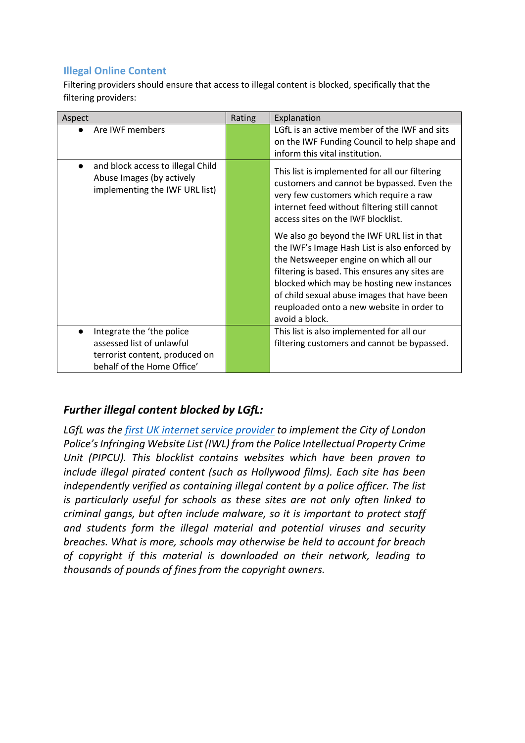## Illegal Online Content

Filtering providers should ensure that access to illegal content is blocked, specifically that the filtering providers:

| Aspect | Rating | Explanation |
|---|---|---|
| • Are IWF members | | LGfL is an active member of the IWF and sits on the IWF Funding Council to help shape and inform this vital institution. |
| • and block access to illegal Child Abuse Images (by actively implementing the IWF URL list) | | This list is implemented for all our filtering customers and cannot be bypassed. Even the very few customers which require a raw internet feed without filtering still cannot access sites on the IWF blocklist.<br><br>We also go beyond the IWF URL list in that the IWF's Image Hash List is also enforced by the Netsweeper engine on which all our filtering is based. This ensures any sites are blocked which may be hosting new instances of child sexual abuse images that have been reuploaded onto a new website in order to avoid a block. |
| • Integrate the 'the police assessed list of unlawful terrorist content, produced on behalf of the Home Office' | | This list is also implemented for all our filtering customers and cannot be bypassed. |

### *Further illegal content blocked by LGfL:*

*LGfL was the [first UK internet service provider]() to implement the City of London Police's Infringing Website List (IWL) from the Police Intellectual Property Crime Unit (PIPCU). This blocklist contains websites which have been proven to include illegal pirated content (such as Hollywood films). Each site has been independently verified as containing illegal content by a police officer. The list is particularly useful for schools as these sites are not only often linked to criminal gangs, but often include malware, so it is important to protect staff and students form the illegal material and potential viruses and security breaches. What is more, schools may otherwise be held to account for breach of copyright if this material is downloaded on their network, leading to thousands of pounds of fines from the copyright owners.*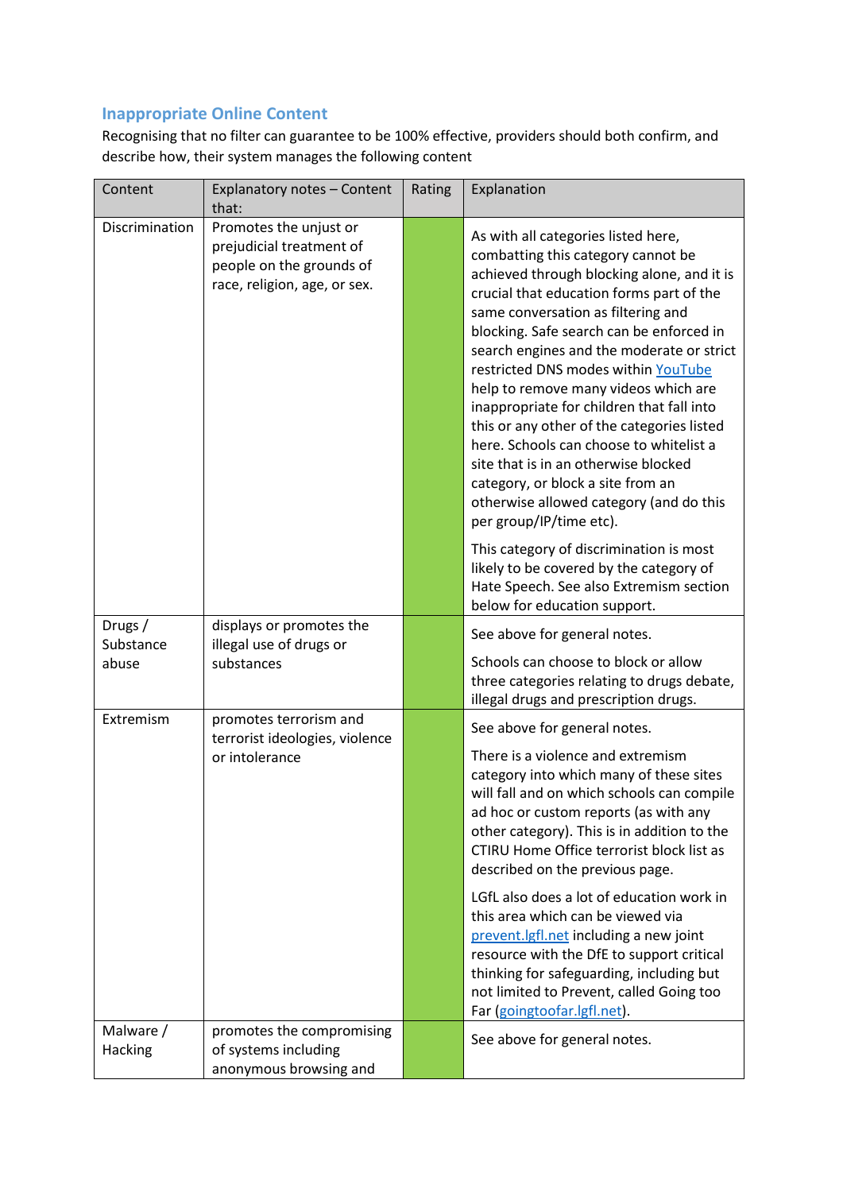## Inappropriate Online Content

Recognising that no filter can guarantee to be 100% effective, providers should both confirm, and describe how, their system manages the following content

| Content | Explanatory notes – Content that: | Rating | Explanation |
|---|---|---|---|
| Discrimination | Promotes the unjust or prejudicial treatment of people on the grounds of race, religion, age, or sex. | | As with all categories listed here, combatting this category cannot be achieved through blocking alone, and it is crucial that education forms part of the same conversation as filtering and blocking. Safe search can be enforced in search engines and the moderate or strict restricted DNS modes within YouTube help to remove many videos which are inappropriate for children that fall into this or any other of the categories listed here. Schools can choose to whitelist a site that is in an otherwise blocked category, or block a site from an otherwise allowed category (and do this per group/IP/time etc).<br><br>This category of discrimination is most likely to be covered by the category of Hate Speech. See also Extremism section below for education support. |
| Drugs / Substance abuse | displays or promotes the illegal use of drugs or substances | | See above for general notes.<br><br>Schools can choose to block or allow three categories relating to drugs debate, illegal drugs and prescription drugs. |
| Extremism | promotes terrorism and terrorist ideologies, violence or intolerance | | See above for general notes.<br><br>There is a violence and extremism category into which many of these sites will fall and on which schools can compile ad hoc or custom reports (as with any other category). This is in addition to the CTIRU Home Office terrorist block list as described on the previous page.<br><br>LGfL also does a lot of education work in this area which can be viewed via prevent.lgfl.net including a new joint resource with the DfE to support critical thinking for safeguarding, including but not limited to Prevent, called Going too Far (goingtoofar.lgfl.net). |
| Malware / Hacking | promotes the compromising of systems including anonymous browsing and | | See above for general notes. |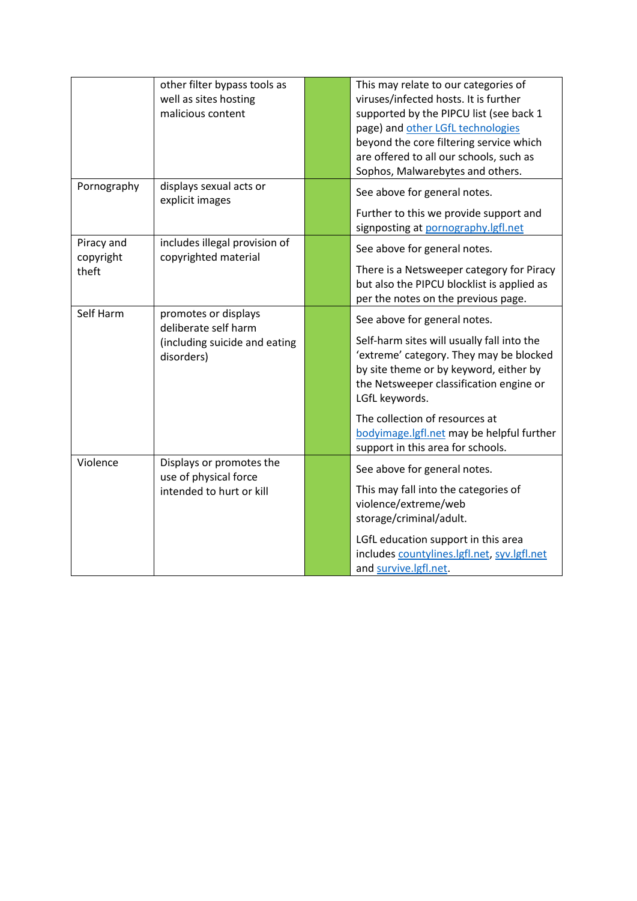| | | | |
|---|---|---|---|
| | other filter bypass tools as well as sites hosting malicious content | | This may relate to our categories of viruses/infected hosts. It is further supported by the PIPCU list (see back 1 page) and other LGfL technologies beyond the core filtering service which are offered to all our schools, such as Sophos, Malwarebytes and others. |
| Pornography | displays sexual acts or explicit images | | See above for general notes.<br><br>Further to this we provide support and signposting at pornography.lgfl.net |
| Piracy and copyright theft | includes illegal provision of copyrighted material | | See above for general notes.<br><br>There is a Netsweeper category for Piracy but also the PIPCU blocklist is applied as per the notes on the previous page. |
| Self Harm | promotes or displays deliberate self harm (including suicide and eating disorders) | | See above for general notes.<br><br>Self-harm sites will usually fall into the 'extreme' category. They may be blocked by site theme or by keyword, either by the Netsweeper classification engine or LGfL keywords.<br><br>The collection of resources at bodyimage.lgfl.net may be helpful further support in this area for schools. |
| Violence | Displays or promotes the use of physical force intended to hurt or kill | | See above for general notes.<br><br>This may fall into the categories of violence/extreme/web storage/criminal/adult.<br><br>LGfL education support in this area includes countylines.lgfl.net, syv.lgfl.net and survive.lgfl.net. |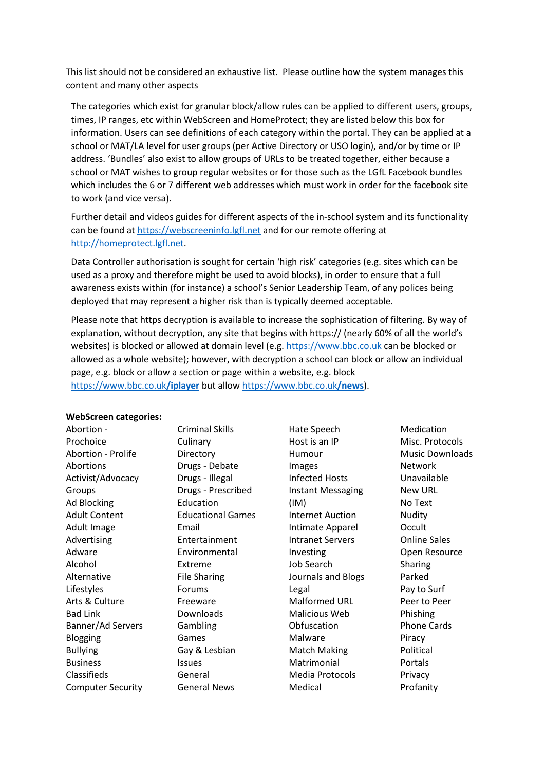This list should not be considered an exhaustive list. Please outline how the system manages this content and many other aspects

The categories which exist for granular block/allow rules can be applied to different users, groups, times, IP ranges, etc within WebScreen and HomeProtect; they are listed below this box for information. Users can see definitions of each category within the portal. They can be applied at a school or MAT/LA level for user groups (per Active Directory or USO login), and/or by time or IP address. 'Bundles' also exist to allow groups of URLs to be treated together, either because a school or MAT wishes to group regular websites or for those such as the LGfL Facebook bundles which includes the 6 or 7 different web addresses which must work in order for the facebook site to work (and vice versa).

Further detail and videos guides for different aspects of the in-school system and its functionality can be found at https://webscreeninfo.lgfl.net and for our remote offering at http://homeprotect.lgfl.net.

Data Controller authorisation is sought for certain 'high risk' categories (e.g. sites which can be used as a proxy and therefore might be used to avoid blocks), in order to ensure that a full awareness exists within (for instance) a school's Senior Leadership Team, of any polices being deployed that may represent a higher risk than is typically deemed acceptable.

Please note that https decryption is available to increase the sophistication of filtering. By way of explanation, without decryption, any site that begins with https:// (nearly 60% of all the world's websites) is blocked or allowed at domain level (e.g. https://www.bbc.co.uk can be blocked or allowed as a whole website); however, with decryption a school can block or allow an individual page, e.g. block or allow a section or page within a website, e.g. block https://www.bbc.co.uk**/iplayer** but allow https://www.bbc.co.uk**/news**).

**WebScreen categories:**

- Abortion - Prochoice
- Abortion - Prolife
- Abortions
- Activist/Advocacy Groups
- Ad Blocking
- Adult Content
- Adult Image
- Advertising
- Adware
- Alcohol
- Alternative Lifestyles
- Arts & Culture
- Bad Link
- Banner/Ad Servers
- Blogging
- Bullying
- Business
- Classifieds
- Computer Security
- Criminal Skills
- Culinary
- Directory
- Drugs - Debate
- Drugs - Illegal
- Drugs - Prescribed
- Education
- Educational Games
- Email
- Entertainment
- Environmental
- Extreme
- File Sharing
- Forums
- Freeware Downloads
- Gambling
- Games
- Gay & Lesbian Issues
- General
- General News
- Hate Speech
- Host is an IP
- Humour
- Images
- Infected Hosts
- Instant Messaging (IM)
- Internet Auction
- Intimate Apparel
- Intranet Servers
- Investing
- Job Search
- Journals and Blogs
- Legal
- Malformed URL
- Malicious Web Obfuscation
- Malware
- Match Making
- Matrimonial
- Media Protocols
- Medical
- Medication
- Misc. Protocols
- Music Downloads
- Network Unavailable
- New URL
- No Text
- Nudity
- Occult
- Online Sales
- Open Resource Sharing
- Parked
- Pay to Surf
- Peer to Peer
- Phishing
- Phone Cards
- Piracy
- Political
- Portals
- Privacy
- Profanity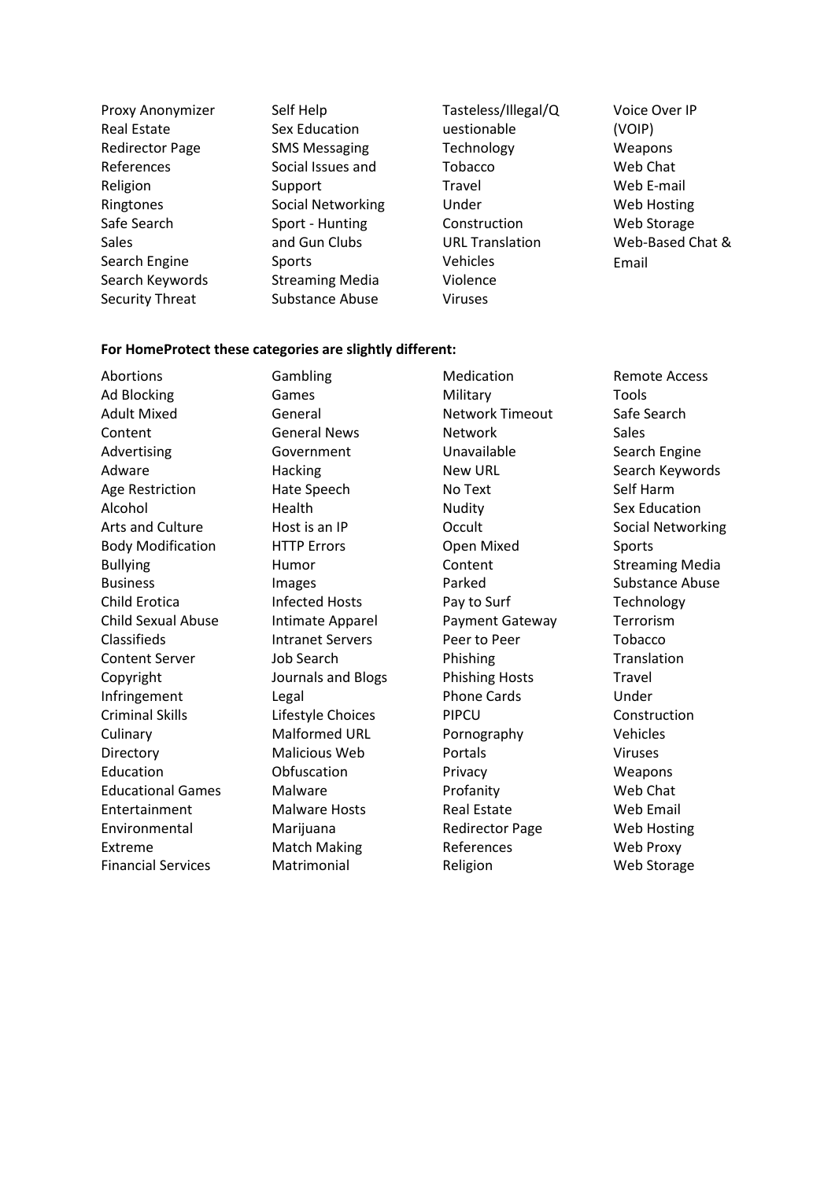- Proxy Anonymizer
- Real Estate
- Redirector Page
- References
- Religion
- Ringtones
- Safe Search
- Sales
- Search Engine
- Search Keywords
- Security Threat
- Self Help
- Sex Education
- SMS Messaging
- Social Issues and Support
- Social Networking
- Sport - Hunting and Gun Clubs
- Sports
- Streaming Media
- Substance Abuse
- Tasteless/Illegal/Questionable
- Technology
- Tobacco
- Travel
- Under Construction
- URL Translation
- Vehicles
- Violence
- Viruses
- Voice Over IP (VOIP)
- Weapons
- Web Chat
- Web E-mail
- Web Hosting
- Web Storage
- Web-Based Chat & Email

**For HomeProtect these categories are slightly different:**

- Abortions
- Ad Blocking
- Adult Mixed Content
- Advertising
- Adware
- Age Restriction
- Alcohol
- Arts and Culture
- Body Modification
- Bullying
- Business
- Child Erotica
- Child Sexual Abuse
- Classifieds
- Content Server
- Copyright Infringement
- Criminal Skills
- Culinary
- Directory
- Education
- Educational Games
- Entertainment
- Environmental
- Extreme
- Financial Services
- Gambling
- Games
- General
- General News
- Government
- Hacking
- Hate Speech
- Health
- Host is an IP
- HTTP Errors
- Humor
- Images
- Infected Hosts
- Intimate Apparel
- Intranet Servers
- Job Search
- Journals and Blogs
- Legal
- Lifestyle Choices
- Malformed URL
- Malicious Web Obfuscation
- Malware
- Malware Hosts
- Marijuana
- Match Making
- Matrimonial
- Medication
- Military
- Network Timeout
- Network Unavailable
- New URL
- No Text
- Nudity
- Occult
- Open Mixed Content
- Parked
- Pay to Surf
- Payment Gateway
- Peer to Peer
- Phishing
- Phishing Hosts
- Phone Cards
- PIPCU
- Pornography
- Portals
- Privacy
- Profanity
- Real Estate
- Redirector Page
- References
- Religion
- Remote Access Tools
- Safe Search
- Sales
- Search Engine
- Search Keywords
- Self Harm
- Sex Education
- Social Networking
- Sports
- Streaming Media
- Substance Abuse
- Technology
- Terrorism
- Tobacco
- Translation
- Travel
- Under Construction
- Vehicles
- Viruses
- Weapons
- Web Chat
- Web Email
- Web Hosting
- Web Proxy
- Web Storage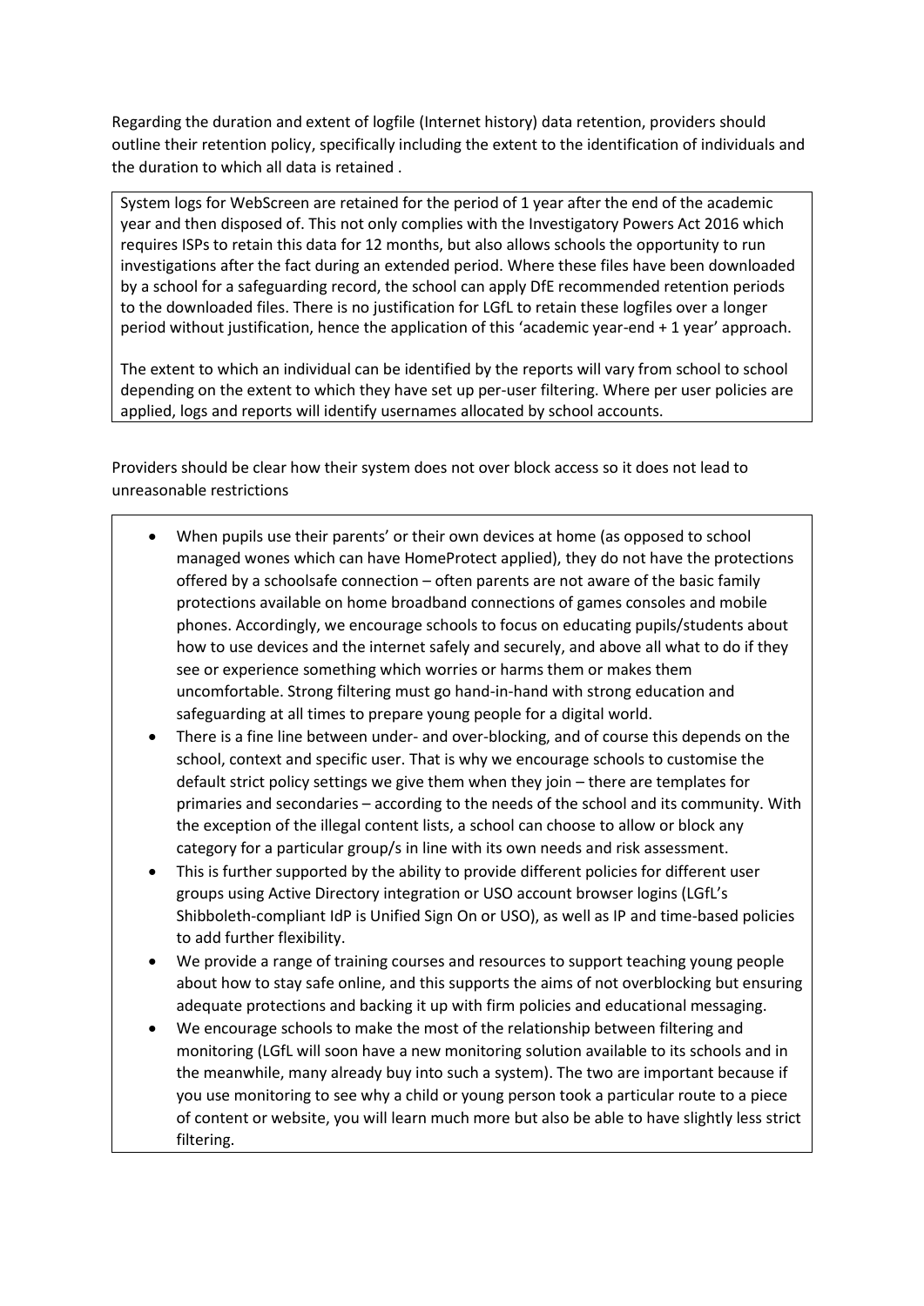Regarding the duration and extent of logfile (Internet history) data retention, providers should outline their retention policy, specifically including the extent to the identification of individuals and the duration to which all data is retained .

System logs for WebScreen are retained for the period of 1 year after the end of the academic year and then disposed of. This not only complies with the Investigatory Powers Act 2016 which requires ISPs to retain this data for 12 months, but also allows schools the opportunity to run investigations after the fact during an extended period. Where these files have been downloaded by a school for a safeguarding record, the school can apply DfE recommended retention periods to the downloaded files. There is no justification for LGfL to retain these logfiles over a longer period without justification, hence the application of this 'academic year-end + 1 year' approach.

The extent to which an individual can be identified by the reports will vary from school to school depending on the extent to which they have set up per-user filtering. Where per user policies are applied, logs and reports will identify usernames allocated by school accounts.

Providers should be clear how their system does not over block access so it does not lead to unreasonable restrictions

- When pupils use their parents' or their own devices at home (as opposed to school managed wones which can have HomeProtect applied), they do not have the protections offered by a schoolsafe connection – often parents are not aware of the basic family protections available on home broadband connections of games consoles and mobile phones. Accordingly, we encourage schools to focus on educating pupils/students about how to use devices and the internet safely and securely, and above all what to do if they see or experience something which worries or harms them or makes them uncomfortable. Strong filtering must go hand-in-hand with strong education and safeguarding at all times to prepare young people for a digital world.
- There is a fine line between under- and over-blocking, and of course this depends on the school, context and specific user. That is why we encourage schools to customise the default strict policy settings we give them when they join – there are templates for primaries and secondaries – according to the needs of the school and its community. With the exception of the illegal content lists, a school can choose to allow or block any category for a particular group/s in line with its own needs and risk assessment.
- This is further supported by the ability to provide different policies for different user groups using Active Directory integration or USO account browser logins (LGfL's Shibboleth-compliant IdP is Unified Sign On or USO), as well as IP and time-based policies to add further flexibility.
- We provide a range of training courses and resources to support teaching young people about how to stay safe online, and this supports the aims of not overblocking but ensuring adequate protections and backing it up with firm policies and educational messaging.
- We encourage schools to make the most of the relationship between filtering and monitoring (LGfL will soon have a new monitoring solution available to its schools and in the meanwhile, many already buy into such a system). The two are important because if you use monitoring to see why a child or young person took a particular route to a piece of content or website, you will learn much more but also be able to have slightly less strict filtering.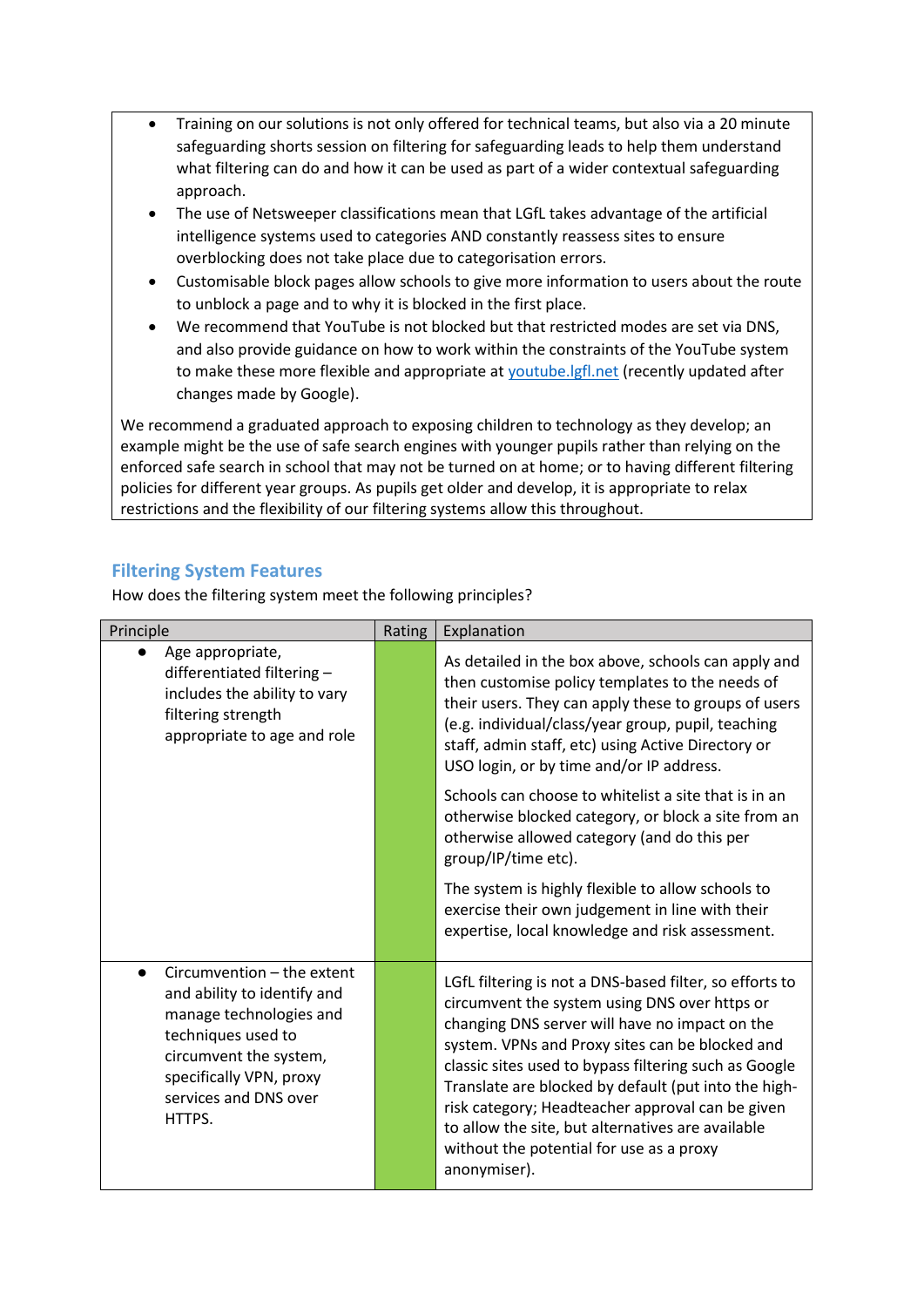- Training on our solutions is not only offered for technical teams, but also via a 20 minute safeguarding shorts session on filtering for safeguarding leads to help them understand what filtering can do and how it can be used as part of a wider contextual safeguarding approach.
- The use of Netsweeper classifications mean that LGfL takes advantage of the artificial intelligence systems used to categories AND constantly reassess sites to ensure overblocking does not take place due to categorisation errors.
- Customisable block pages allow schools to give more information to users about the route to unblock a page and to why it is blocked in the first place.
- We recommend that YouTube is not blocked but that restricted modes are set via DNS, and also provide guidance on how to work within the constraints of the YouTube system to make these more flexible and appropriate at [youtube.lgfl.net](youtube.lgfl.net) (recently updated after changes made by Google).

We recommend a graduated approach to exposing children to technology as they develop; an example might be the use of safe search engines with younger pupils rather than relying on the enforced safe search in school that may not be turned on at home; or to having different filtering policies for different year groups. As pupils get older and develop, it is appropriate to relax restrictions and the flexibility of our filtering systems allow this throughout.

## Filtering System Features

How does the filtering system meet the following principles?

| Principle | Rating | Explanation |
|---|---|---|
| • Age appropriate, differentiated filtering – includes the ability to vary filtering strength appropriate to age and role | | As detailed in the box above, schools can apply and then customise policy templates to the needs of their users. They can apply these to groups of users (e.g. individual/class/year group, pupil, teaching staff, admin staff, etc) using Active Directory or USO login, or by time and/or IP address.<br><br>Schools can choose to whitelist a site that is in an otherwise blocked category, or block a site from an otherwise allowed category (and do this per group/IP/time etc).<br><br>The system is highly flexible to allow schools to exercise their own judgement in line with their expertise, local knowledge and risk assessment. |
| • Circumvention – the extent and ability to identify and manage technologies and techniques used to circumvent the system, specifically VPN, proxy services and DNS over HTTPS. | | LGfL filtering is not a DNS-based filter, so efforts to circumvent the system using DNS over https or changing DNS server will have no impact on the system. VPNs and Proxy sites can be blocked and classic sites used to bypass filtering such as Google Translate are blocked by default (put into the high-risk category; Headteacher approval can be given to allow the site, but alternatives are available without the potential for use as a proxy anonymiser). |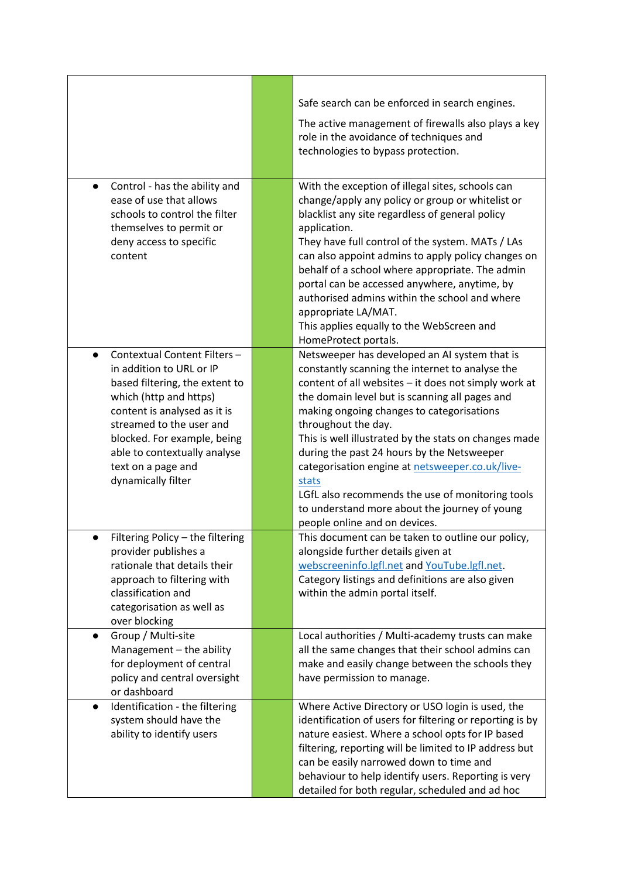|  |  |  |
|---|---|---|
|  |  | Safe search can be enforced in search engines.<br><br>The active management of firewalls also plays a key role in the avoidance of techniques and technologies to bypass protection. |
| • Control - has the ability and ease of use that allows schools to control the filter themselves to permit or deny access to specific content |  | With the exception of illegal sites, schools can change/apply any policy or group or whitelist or blacklist any site regardless of general policy application.<br>They have full control of the system. MATs / LAs can also appoint admins to apply policy changes on behalf of a school where appropriate. The admin portal can be accessed anywhere, anytime, by authorised admins within the school and where appropriate LA/MAT.<br>This applies equally to the WebScreen and HomeProtect portals. |
| • Contextual Content Filters – in addition to URL or IP based filtering, the extent to which (http and https) content is analysed as it is streamed to the user and blocked. For example, being able to contextually analyse text on a page and dynamically filter |  | Netsweeper has developed an AI system that is constantly scanning the internet to analyse the content of all websites – it does not simply work at the domain level but is scanning all pages and making ongoing changes to categorisations throughout the day.<br>This is well illustrated by the stats on changes made during the past 24 hours by the Netsweeper categorisation engine at [netsweeper.co.uk/live-stats](netsweeper.co.uk/live-stats)<br>LGfL also recommends the use of monitoring tools to understand more about the journey of young people online and on devices. |
| • Filtering Policy – the filtering provider publishes a rationale that details their approach to filtering with classification and categorisation as well as over blocking |  | This document can be taken to outline our policy, alongside further details given at [webscreeninfo.lgfl.net](webscreeninfo.lgfl.net) and [YouTube.lgfl.net](YouTube.lgfl.net).<br>Category listings and definitions are also given within the admin portal itself. |
| • Group / Multi-site Management – the ability for deployment of central policy and central oversight or dashboard |  | Local authorities / Multi-academy trusts can make all the same changes that their school admins can make and easily change between the schools they have permission to manage. |
| • Identification - the filtering system should have the ability to identify users |  | Where Active Directory or USO login is used, the identification of users for filtering or reporting is by nature easiest. Where a school opts for IP based filtering, reporting will be limited to IP address but can be easily narrowed down to time and behaviour to help identify users. Reporting is very detailed for both regular, scheduled and ad hoc |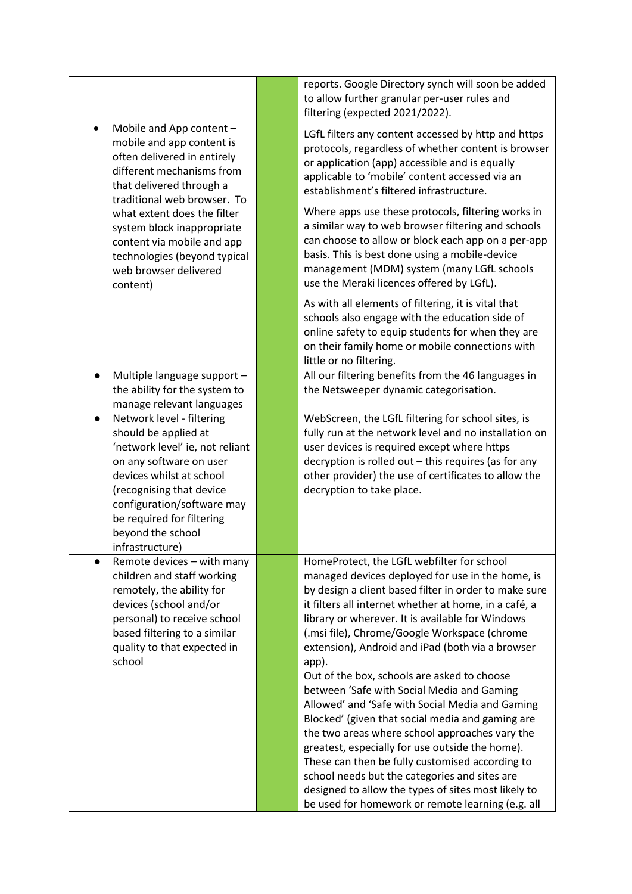| | | |
|---|---|---|
| | | reports. Google Directory synch will soon be added to allow further granular per-user rules and filtering (expected 2021/2022). |
| • Mobile and App content – mobile and app content is often delivered in entirely different mechanisms from that delivered through a traditional web browser. To what extent does the filter system block inappropriate content via mobile and app technologies (beyond typical web browser delivered content) | | LGfL filters any content accessed by http and https protocols, regardless of whether content is browser or application (app) accessible and is equally applicable to 'mobile' content accessed via an establishment's filtered infrastructure.<br><br>Where apps use these protocols, filtering works in a similar way to web browser filtering and schools can choose to allow or block each app on a per-app basis. This is best done using a mobile-device management (MDM) system (many LGfL schools use the Meraki licences offered by LGfL).<br><br>As with all elements of filtering, it is vital that schools also engage with the education side of online safety to equip students for when they are on their family home or mobile connections with little or no filtering. |
| • Multiple language support – the ability for the system to manage relevant languages | | All our filtering benefits from the 46 languages in the Netsweeper dynamic categorisation. |
| • Network level - filtering should be applied at 'network level' ie, not reliant on any software on user devices whilst at school (recognising that device configuration/software may be required for filtering beyond the school infrastructure) | | WebScreen, the LGfL filtering for school sites, is fully run at the network level and no installation on user devices is required except where https decryption is rolled out – this requires (as for any other provider) the use of certificates to allow the decryption to take place. |
| • Remote devices – with many children and staff working remotely, the ability for devices (school and/or personal) to receive school based filtering to a similar quality to that expected in school | | HomeProtect, the LGfL webfilter for school managed devices deployed for use in the home, is by design a client based filter in order to make sure it filters all internet whether at home, in a café, a library or wherever. It is available for Windows (.msi file), Chrome/Google Workspace (chrome extension), Android and iPad (both via a browser app).<br>Out of the box, schools are asked to choose between 'Safe with Social Media and Gaming Allowed' and 'Safe with Social Media and Gaming Blocked' (given that social media and gaming are the two areas where school approaches vary the greatest, especially for use outside the home). These can then be fully customised according to school needs but the categories and sites are designed to allow the types of sites most likely to be used for homework or remote learning (e.g. all |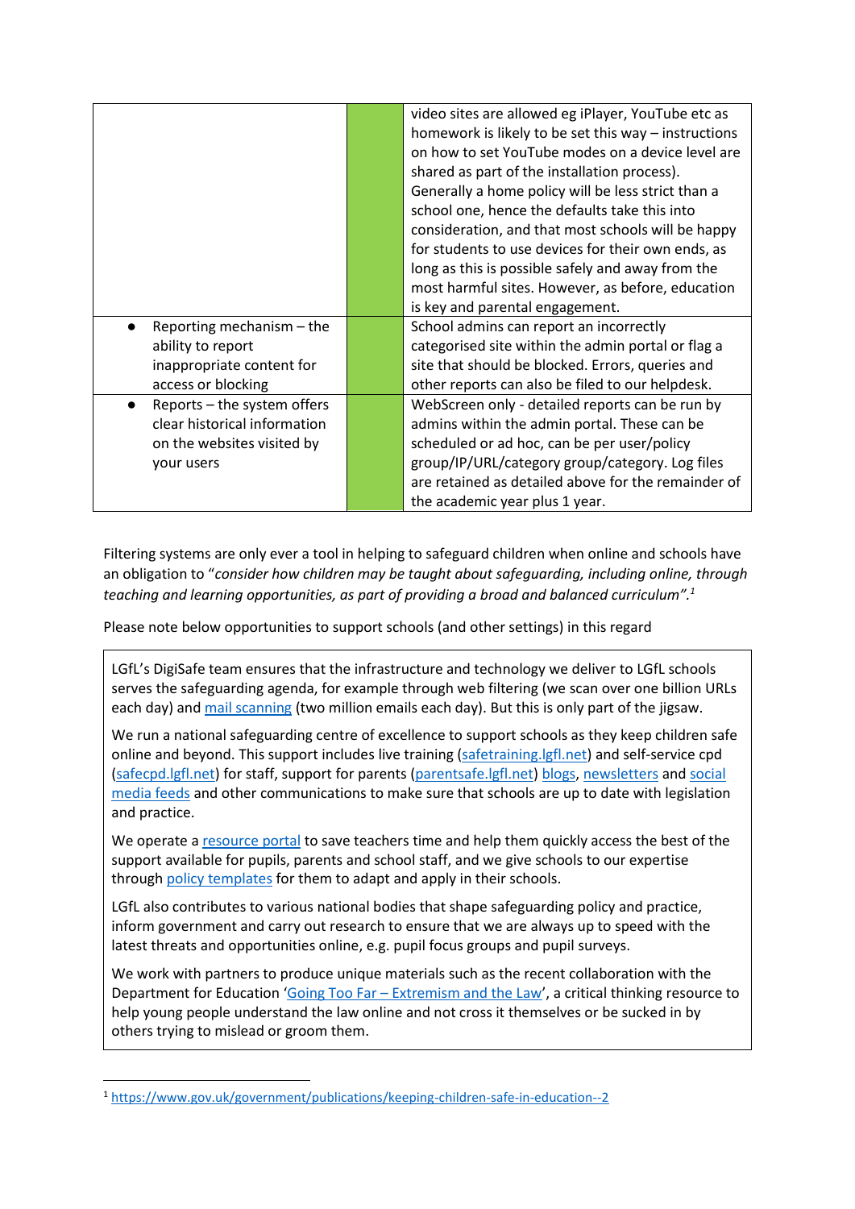| | | |
|---|---|---|
| | | video sites are allowed eg iPlayer, YouTube etc as homework is likely to be set this way – instructions on how to set YouTube modes on a device level are shared as part of the installation process). Generally a home policy will be less strict than a school one, hence the defaults take this into consideration, and that most schools will be happy for students to use devices for their own ends, as long as this is possible safely and away from the most harmful sites. However, as before, education is key and parental engagement. |
| • Reporting mechanism – the ability to report inappropriate content for access or blocking | | School admins can report an incorrectly categorised site within the admin portal or flag a site that should be blocked. Errors, queries and other reports can also be filed to our helpdesk. |
| • Reports – the system offers clear historical information on the websites visited by your users | | WebScreen only - detailed reports can be run by admins within the admin portal. These can be scheduled or ad hoc, can be per user/policy group/IP/URL/category group/category. Log files are retained as detailed above for the remainder of the academic year plus 1 year. |

Filtering systems are only ever a tool in helping to safeguard children when online and schools have an obligation to "*consider how children may be taught about safeguarding, including online, through teaching and learning opportunities, as part of providing a broad and balanced curriculum*".[1]

Please note below opportunities to support schools (and other settings) in this regard

> LGfL's DigiSafe team ensures that the infrastructure and technology we deliver to LGfL schools serves the safeguarding agenda, for example through web filtering (we scan over one billion URLs each day) and mail scanning (two million emails each day). But this is only part of the jigsaw.
>
> We run a national safeguarding centre of excellence to support schools as they keep children safe online and beyond. This support includes live training (safetraining.lgfl.net) and self-service cpd (safecpd.lgfl.net) for staff, support for parents (parentsafe.lgfl.net) blogs, newsletters and social media feeds and other communications to make sure that schools are up to date with legislation and practice.
>
> We operate a resource portal to save teachers time and help them quickly access the best of the support available for pupils, parents and school staff, and we give schools to our expertise through policy templates for them to adapt and apply in their schools.
>
> LGfL also contributes to various national bodies that shape safeguarding policy and practice, inform government and carry out research to ensure that we are always up to speed with the latest threats and opportunities online, e.g. pupil focus groups and pupil surveys.
>
> We work with partners to produce unique materials such as the recent collaboration with the Department for Education 'Going Too Far – Extremism and the Law', a critical thinking resource to help young people understand the law online and not cross it themselves or be sucked in by others trying to mislead or groom them.

[1] https://www.gov.uk/government/publications/keeping-children-safe-in-education--2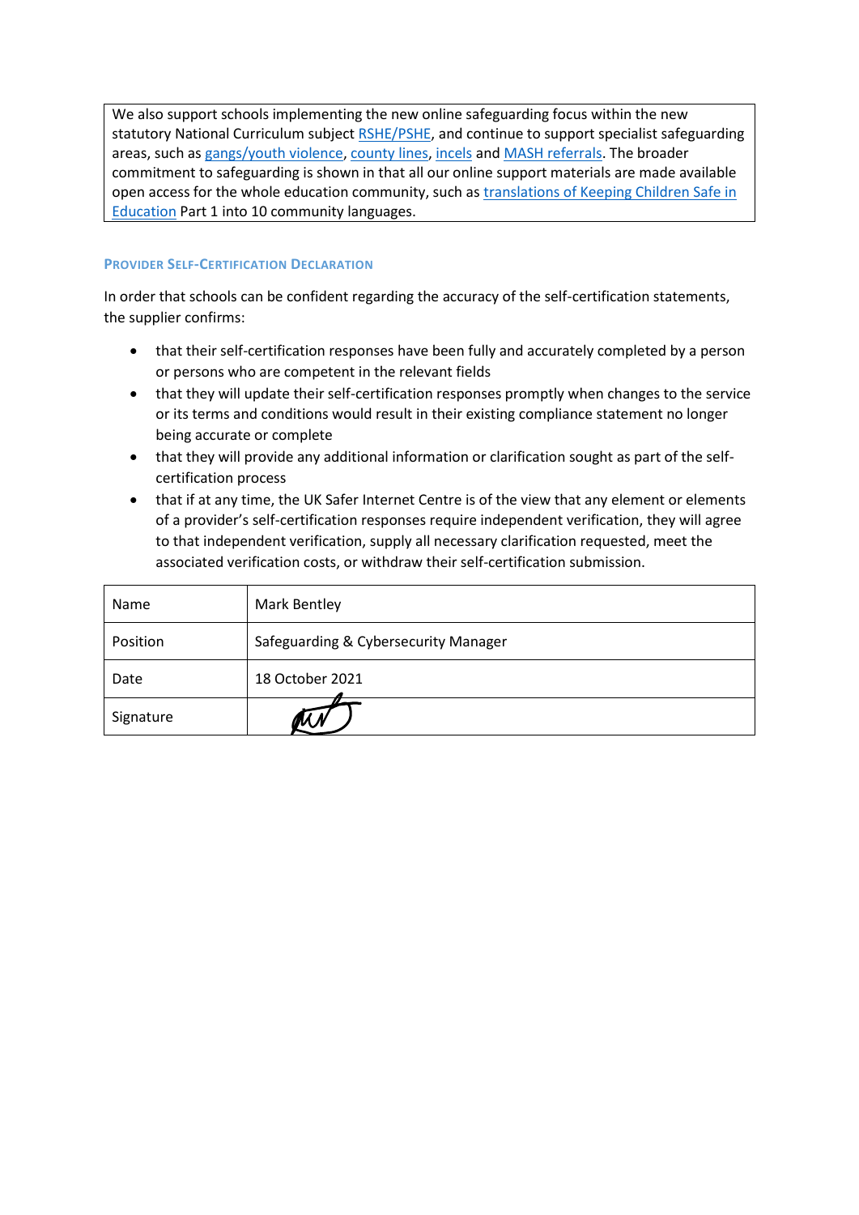We also support schools implementing the new online safeguarding focus within the new statutory National Curriculum subject RSHE/PSHE, and continue to support specialist safeguarding areas, such as gangs/youth violence, county lines, incels and MASH referrals. The broader commitment to safeguarding is shown in that all our online support materials are made available open access for the whole education community, such as translations of Keeping Children Safe in Education Part 1 into 10 community languages.

### Provider Self-Certification Declaration

In order that schools can be confident regarding the accuracy of the self-certification statements, the supplier confirms:

- that their self-certification responses have been fully and accurately completed by a person or persons who are competent in the relevant fields
- that they will update their self-certification responses promptly when changes to the service or its terms and conditions would result in their existing compliance statement no longer being accurate or complete
- that they will provide any additional information or clarification sought as part of the self-certification process
- that if at any time, the UK Safer Internet Centre is of the view that any element or elements of a provider's self-certification responses require independent verification, they will agree to that independent verification, supply all necessary clarification requested, meet the associated verification costs, or withdraw their self-certification submission.

| | |
|---|---|
| Name | Mark Bentley |
| Position | Safeguarding & Cybersecurity Manager |
| Date | 18 October 2021 |
| Signature | |